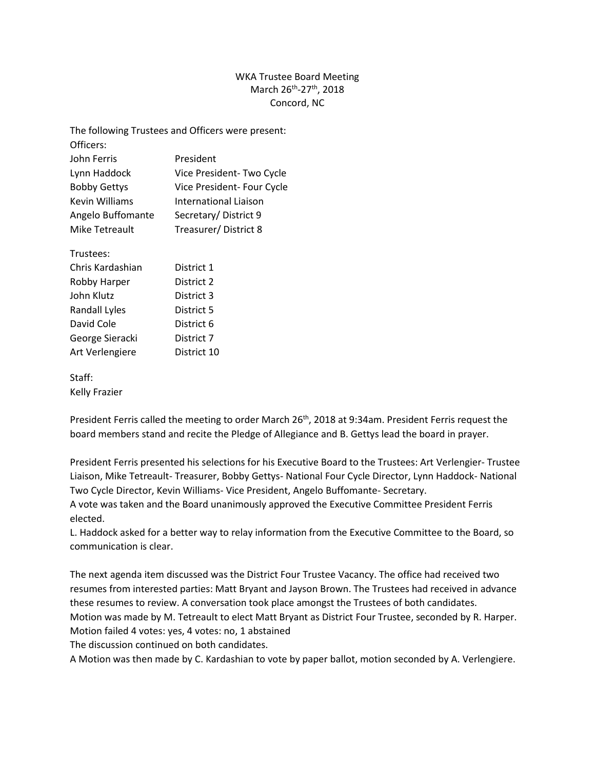WKA Trustee Board Meeting
March 26th-27th, 2018
Concord, NC

The following Trustees and Officers were present:

Officers:

| | |
|---|---|
| John Ferris | President |
| Lynn Haddock | Vice President- Two Cycle |
| Bobby Gettys | Vice President- Four Cycle |
| Kevin Williams | International Liaison |
| Angelo Buffomante | Secretary/ District 9 |
| Mike Tetreault | Treasurer/ District 8 |

Trustees:

| | |
|---|---|
| Chris Kardashian | District 1 |
| Robby Harper | District 2 |
| John Klutz | District 3 |
| Randall Lyles | District 5 |
| David Cole | District 6 |
| George Sieracki | District 7 |
| Art Verlengiere | District 10 |

Staff:
Kelly Frazier

President Ferris called the meeting to order March 26th, 2018 at 9:34am. President Ferris request the board members stand and recite the Pledge of Allegiance and B. Gettys lead the board in prayer.

President Ferris presented his selections for his Executive Board to the Trustees: Art Verlengier- Trustee Liaison, Mike Tetreault- Treasurer, Bobby Gettys- National Four Cycle Director, Lynn Haddock- National Two Cycle Director, Kevin Williams- Vice President, Angelo Buffomante- Secretary.
A vote was taken and the Board unanimously approved the Executive Committee President Ferris elected.
L. Haddock asked for a better way to relay information from the Executive Committee to the Board, so communication is clear.

The next agenda item discussed was the District Four Trustee Vacancy. The office had received two resumes from interested parties: Matt Bryant and Jayson Brown. The Trustees had received in advance these resumes to review. A conversation took place amongst the Trustees of both candidates.
Motion was made by M. Tetreault to elect Matt Bryant as District Four Trustee, seconded by R. Harper.
Motion failed 4 votes: yes, 4 votes: no, 1 abstained
The discussion continued on both candidates.
A Motion was then made by C. Kardashian to vote by paper ballot, motion seconded by A. Verlengiere.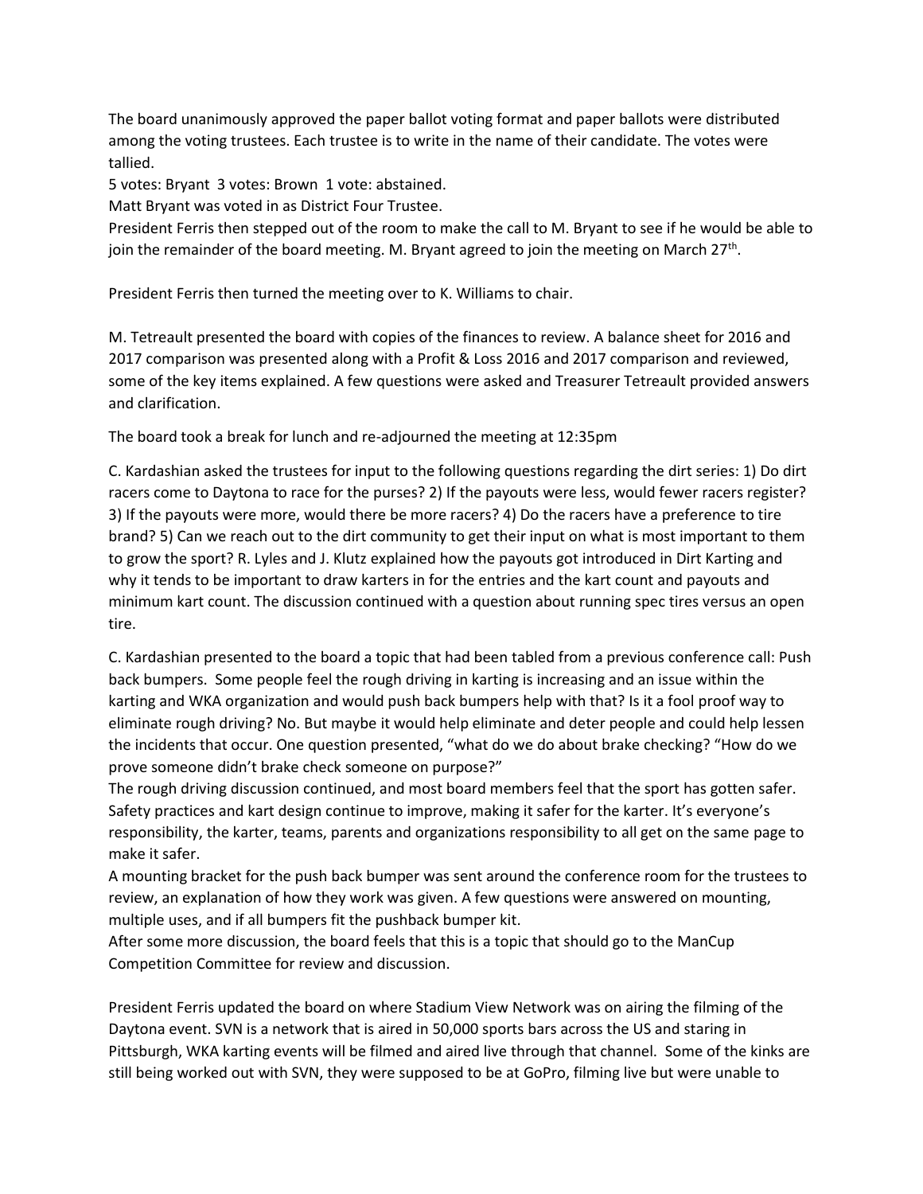The board unanimously approved the paper ballot voting format and paper ballots were distributed among the voting trustees. Each trustee is to write in the name of their candidate. The votes were tallied.

5 votes: Bryant 3 votes: Brown 1 vote: abstained.

Matt Bryant was voted in as District Four Trustee.

President Ferris then stepped out of the room to make the call to M. Bryant to see if he would be able to join the remainder of the board meeting. M. Bryant agreed to join the meeting on March 27th.

President Ferris then turned the meeting over to K. Williams to chair.

M. Tetreault presented the board with copies of the finances to review. A balance sheet for 2016 and 2017 comparison was presented along with a Profit & Loss 2016 and 2017 comparison and reviewed, some of the key items explained. A few questions were asked and Treasurer Tetreault provided answers and clarification.

The board took a break for lunch and re-adjourned the meeting at 12:35pm

C. Kardashian asked the trustees for input to the following questions regarding the dirt series: 1) Do dirt racers come to Daytona to race for the purses? 2) If the payouts were less, would fewer racers register? 3) If the payouts were more, would there be more racers? 4) Do the racers have a preference to tire brand? 5) Can we reach out to the dirt community to get their input on what is most important to them to grow the sport? R. Lyles and J. Klutz explained how the payouts got introduced in Dirt Karting and why it tends to be important to draw karters in for the entries and the kart count and payouts and minimum kart count. The discussion continued with a question about running spec tires versus an open tire.

C. Kardashian presented to the board a topic that had been tabled from a previous conference call: Push back bumpers. Some people feel the rough driving in karting is increasing and an issue within the karting and WKA organization and would push back bumpers help with that? Is it a fool proof way to eliminate rough driving? No. But maybe it would help eliminate and deter people and could help lessen the incidents that occur. One question presented, "what do we do about brake checking? "How do we prove someone didn't brake check someone on purpose?"

The rough driving discussion continued, and most board members feel that the sport has gotten safer. Safety practices and kart design continue to improve, making it safer for the karter. It's everyone's responsibility, the karter, teams, parents and organizations responsibility to all get on the same page to make it safer.

A mounting bracket for the push back bumper was sent around the conference room for the trustees to review, an explanation of how they work was given. A few questions were answered on mounting, multiple uses, and if all bumpers fit the pushback bumper kit.

After some more discussion, the board feels that this is a topic that should go to the ManCup Competition Committee for review and discussion.

President Ferris updated the board on where Stadium View Network was on airing the filming of the Daytona event. SVN is a network that is aired in 50,000 sports bars across the US and staring in Pittsburgh, WKA karting events will be filmed and aired live through that channel. Some of the kinks are still being worked out with SVN, they were supposed to be at GoPro, filming live but were unable to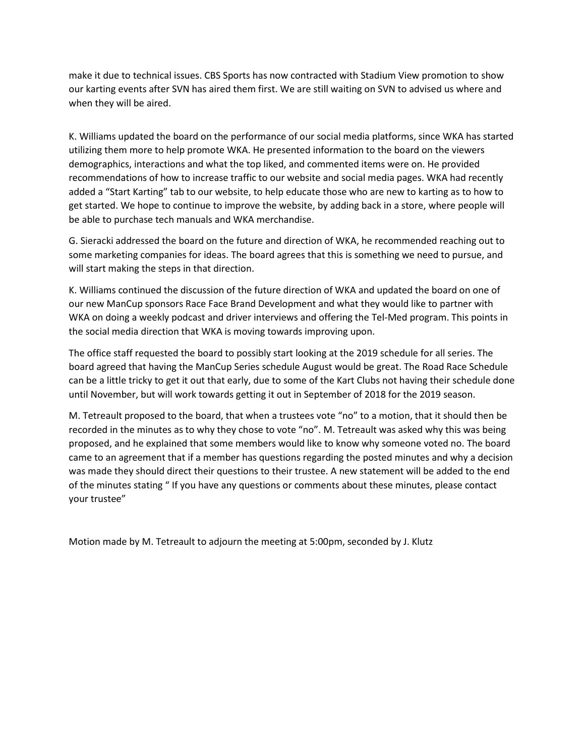make it due to technical issues. CBS Sports has now contracted with Stadium View promotion to show our karting events after SVN has aired them first. We are still waiting on SVN to advised us where and when they will be aired.

K. Williams updated the board on the performance of our social media platforms, since WKA has started utilizing them more to help promote WKA. He presented information to the board on the viewers demographics, interactions and what the top liked, and commented items were on. He provided recommendations of how to increase traffic to our website and social media pages. WKA had recently added a "Start Karting" tab to our website, to help educate those who are new to karting as to how to get started. We hope to continue to improve the website, by adding back in a store, where people will be able to purchase tech manuals and WKA merchandise.

G. Sieracki addressed the board on the future and direction of WKA, he recommended reaching out to some marketing companies for ideas. The board agrees that this is something we need to pursue, and will start making the steps in that direction.

K. Williams continued the discussion of the future direction of WKA and updated the board on one of our new ManCup sponsors Race Face Brand Development and what they would like to partner with WKA on doing a weekly podcast and driver interviews and offering the Tel-Med program. This points in the social media direction that WKA is moving towards improving upon.

The office staff requested the board to possibly start looking at the 2019 schedule for all series. The board agreed that having the ManCup Series schedule August would be great. The Road Race Schedule can be a little tricky to get it out that early, due to some of the Kart Clubs not having their schedule done until November, but will work towards getting it out in September of 2018 for the 2019 season.

M. Tetreault proposed to the board, that when a trustees vote "no" to a motion, that it should then be recorded in the minutes as to why they chose to vote "no". M. Tetreault was asked why this was being proposed, and he explained that some members would like to know why someone voted no. The board came to an agreement that if a member has questions regarding the posted minutes and why a decision was made they should direct their questions to their trustee. A new statement will be added to the end of the minutes stating " If you have any questions or comments about these minutes, please contact your trustee"

Motion made by M. Tetreault to adjourn the meeting at 5:00pm, seconded by J. Klutz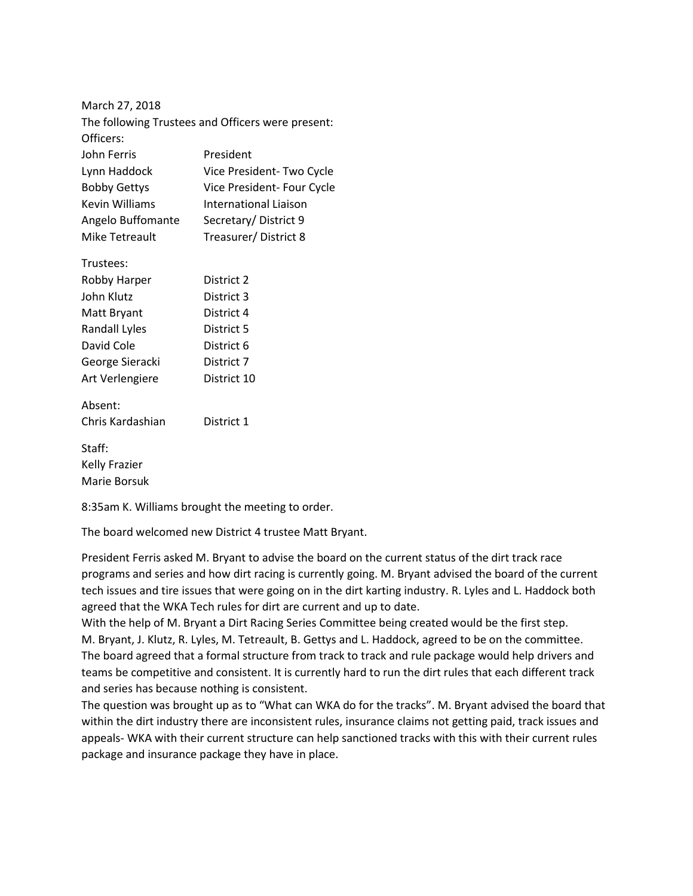March 27, 2018

The following Trustees and Officers were present:

Officers:

| | |
|---|---|
| John Ferris | President |
| Lynn Haddock | Vice President- Two Cycle |
| Bobby Gettys | Vice President- Four Cycle |
| Kevin Williams | International Liaison |
| Angelo Buffomante | Secretary/ District 9 |
| Mike Tetreault | Treasurer/ District 8 |

Trustees:

| | |
|---|---|
| Robby Harper | District 2 |
| John Klutz | District 3 |
| Matt Bryant | District 4 |
| Randall Lyles | District 5 |
| David Cole | District 6 |
| George Sieracki | District 7 |
| Art Verlengiere | District 10 |

Absent:

| | |
|---|---|
| Chris Kardashian | District 1 |

Staff:

Kelly Frazier
Marie Borsuk

8:35am K. Williams brought the meeting to order.

The board welcomed new District 4 trustee Matt Bryant.

President Ferris asked M. Bryant to advise the board on the current status of the dirt track race programs and series and how dirt racing is currently going. M. Bryant advised the board of the current tech issues and tire issues that were going on in the dirt karting industry. R. Lyles and L. Haddock both agreed that the WKA Tech rules for dirt are current and up to date.
With the help of M. Bryant a Dirt Racing Series Committee being created would be the first step.
M. Bryant, J. Klutz, R. Lyles, M. Tetreault, B. Gettys and L. Haddock, agreed to be on the committee.
The board agreed that a formal structure from track to track and rule package would help drivers and teams be competitive and consistent. It is currently hard to run the dirt rules that each different track and series has because nothing is consistent.
The question was brought up as to "What can WKA do for the tracks". M. Bryant advised the board that within the dirt industry there are inconsistent rules, insurance claims not getting paid, track issues and appeals- WKA with their current structure can help sanctioned tracks with this with their current rules package and insurance package they have in place.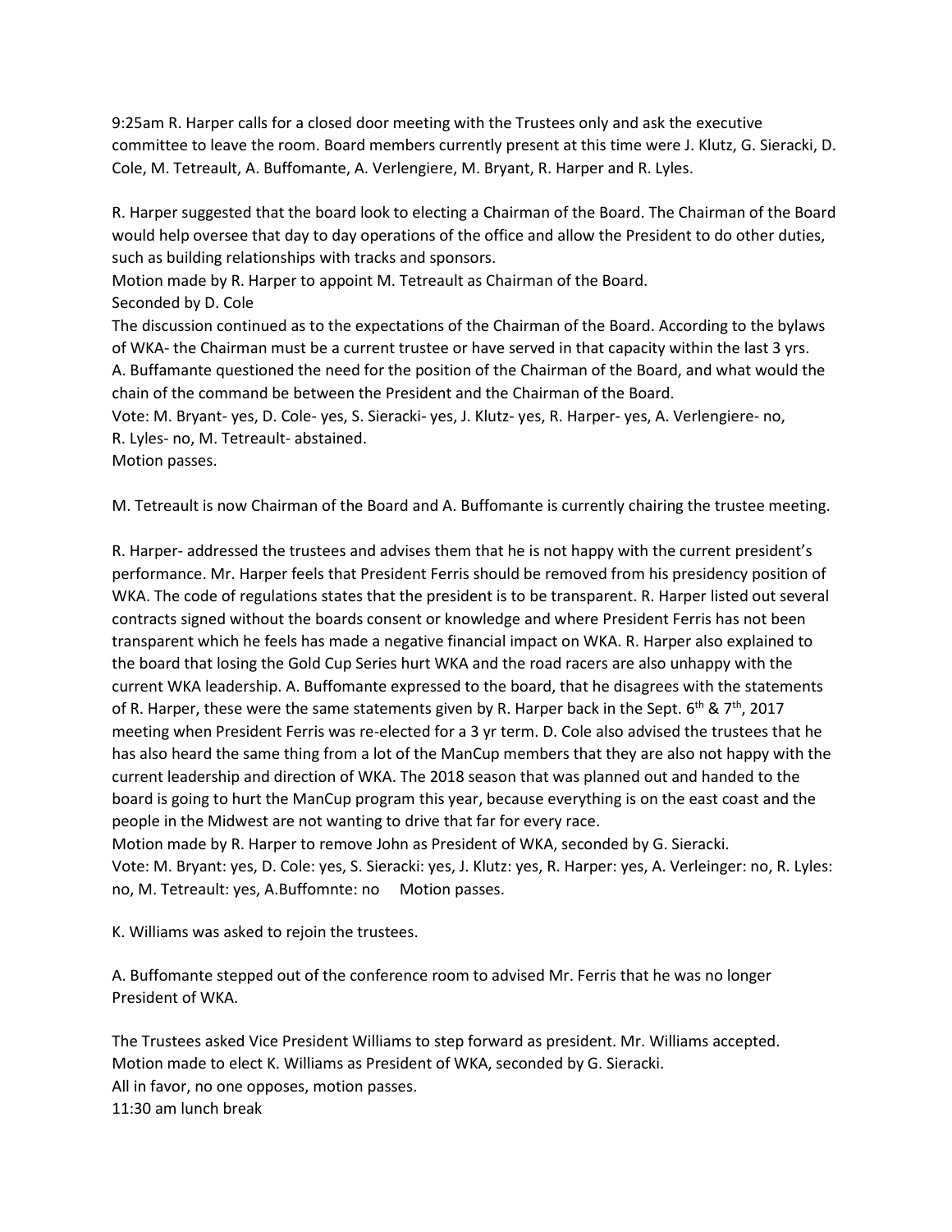9:25am R. Harper calls for a closed door meeting with the Trustees only and ask the executive committee to leave the room. Board members currently present at this time were J. Klutz, G. Sieracki, D. Cole, M. Tetreault, A. Buffomante, A. Verlengiere, M. Bryant, R. Harper and R. Lyles.

R. Harper suggested that the board look to electing a Chairman of the Board. The Chairman of the Board would help oversee that day to day operations of the office and allow the President to do other duties, such as building relationships with tracks and sponsors.
Motion made by R. Harper to appoint M. Tetreault as Chairman of the Board.
Seconded by D. Cole
The discussion continued as to the expectations of the Chairman of the Board. According to the bylaws of WKA- the Chairman must be a current trustee or have served in that capacity within the last 3 yrs.
A. Buffamante questioned the need for the position of the Chairman of the Board, and what would the chain of the command be between the President and the Chairman of the Board.
Vote: M. Bryant- yes, D. Cole- yes, S. Sieracki- yes, J. Klutz- yes, R. Harper- yes, A. Verlengiere- no, R. Lyles- no, M. Tetreault- abstained.
Motion passes.

M. Tetreault is now Chairman of the Board and A. Buffomante is currently chairing the trustee meeting.

R. Harper- addressed the trustees and advises them that he is not happy with the current president's performance. Mr. Harper feels that President Ferris should be removed from his presidency position of WKA. The code of regulations states that the president is to be transparent. R. Harper listed out several contracts signed without the boards consent or knowledge and where President Ferris has not been transparent which he feels has made a negative financial impact on WKA. R. Harper also explained to the board that losing the Gold Cup Series hurt WKA and the road racers are also unhappy with the current WKA leadership. A. Buffomante expressed to the board, that he disagrees with the statements of R. Harper, these were the same statements given by R. Harper back in the Sept. 6th & 7th, 2017 meeting when President Ferris was re-elected for a 3 yr term. D. Cole also advised the trustees that he has also heard the same thing from a lot of the ManCup members that they are also not happy with the current leadership and direction of WKA. The 2018 season that was planned out and handed to the board is going to hurt the ManCup program this year, because everything is on the east coast and the people in the Midwest are not wanting to drive that far for every race.
Motion made by R. Harper to remove John as President of WKA, seconded by G. Sieracki.
Vote: M. Bryant: yes, D. Cole: yes, S. Sieracki: yes, J. Klutz: yes, R. Harper: yes, A. Verleinger: no, R. Lyles: no, M. Tetreault: yes, A.Buffomnte: no  Motion passes.

K. Williams was asked to rejoin the trustees.

A. Buffomante stepped out of the conference room to advised Mr. Ferris that he was no longer President of WKA.

The Trustees asked Vice President Williams to step forward as president. Mr. Williams accepted.
Motion made to elect K. Williams as President of WKA, seconded by G. Sieracki.
All in favor, no one opposes, motion passes.
11:30 am lunch break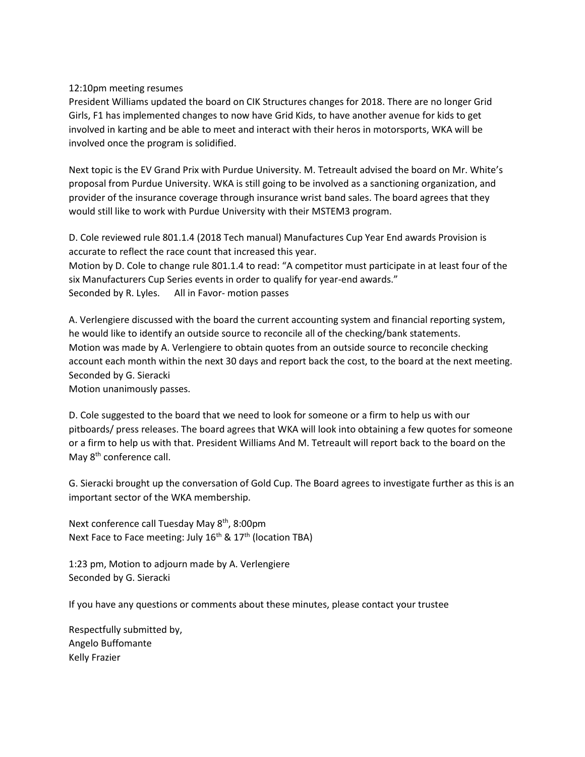12:10pm meeting resumes
President Williams updated the board on CIK Structures changes for 2018. There are no longer Grid Girls, F1 has implemented changes to now have Grid Kids, to have another avenue for kids to get involved in karting and be able to meet and interact with their heros in motorsports, WKA will be involved once the program is solidified.

Next topic is the EV Grand Prix with Purdue University. M. Tetreault advised the board on Mr. White's proposal from Purdue University. WKA is still going to be involved as a sanctioning organization, and provider of the insurance coverage through insurance wrist band sales. The board agrees that they would still like to work with Purdue University with their MSTEM3 program.

D. Cole reviewed rule 801.1.4 (2018 Tech manual) Manufactures Cup Year End awards Provision is accurate to reflect the race count that increased this year.
Motion by D. Cole to change rule 801.1.4 to read: "A competitor must participate in at least four of the six Manufacturers Cup Series events in order to qualify for year-end awards."
Seconded by R. Lyles. All in Favor- motion passes

A. Verlengiere discussed with the board the current accounting system and financial reporting system, he would like to identify an outside source to reconcile all of the checking/bank statements.
Motion was made by A. Verlengiere to obtain quotes from an outside source to reconcile checking account each month within the next 30 days and report back the cost, to the board at the next meeting.
Seconded by G. Sieracki
Motion unanimously passes.

D. Cole suggested to the board that we need to look for someone or a firm to help us with our pitboards/ press releases. The board agrees that WKA will look into obtaining a few quotes for someone or a firm to help us with that. President Williams And M. Tetreault will report back to the board on the May 8th conference call.

G. Sieracki brought up the conversation of Gold Cup. The Board agrees to investigate further as this is an important sector of the WKA membership.

Next conference call Tuesday May 8th, 8:00pm
Next Face to Face meeting: July 16th & 17th (location TBA)

1:23 pm, Motion to adjourn made by A. Verlengiere
Seconded by G. Sieracki

If you have any questions or comments about these minutes, please contact your trustee

Respectfully submitted by,
Angelo Buffomante
Kelly Frazier